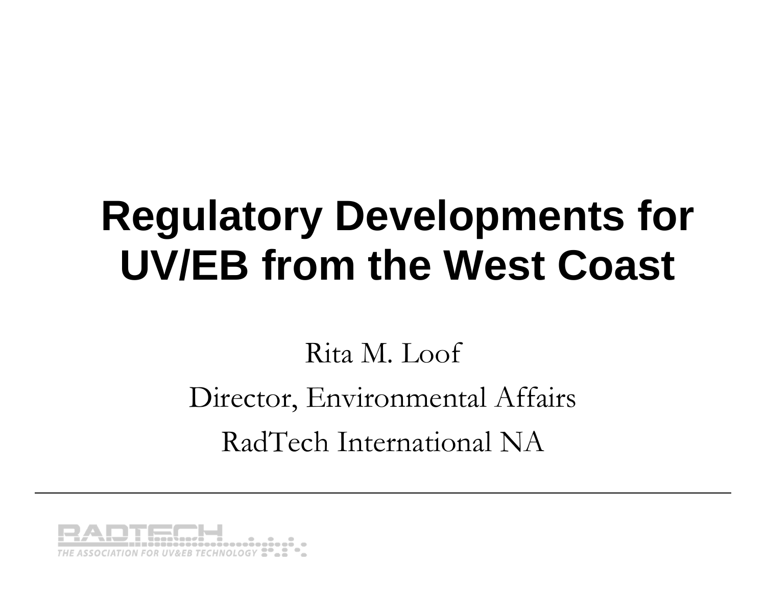# Regulatory Developments for UV/EB from the West Coast

Rita M. Loof

Director, Environmental Affairs

RadTech International NA

RADTECH

THE ASSOCIATION FOR UV&EB TECHNOLOGY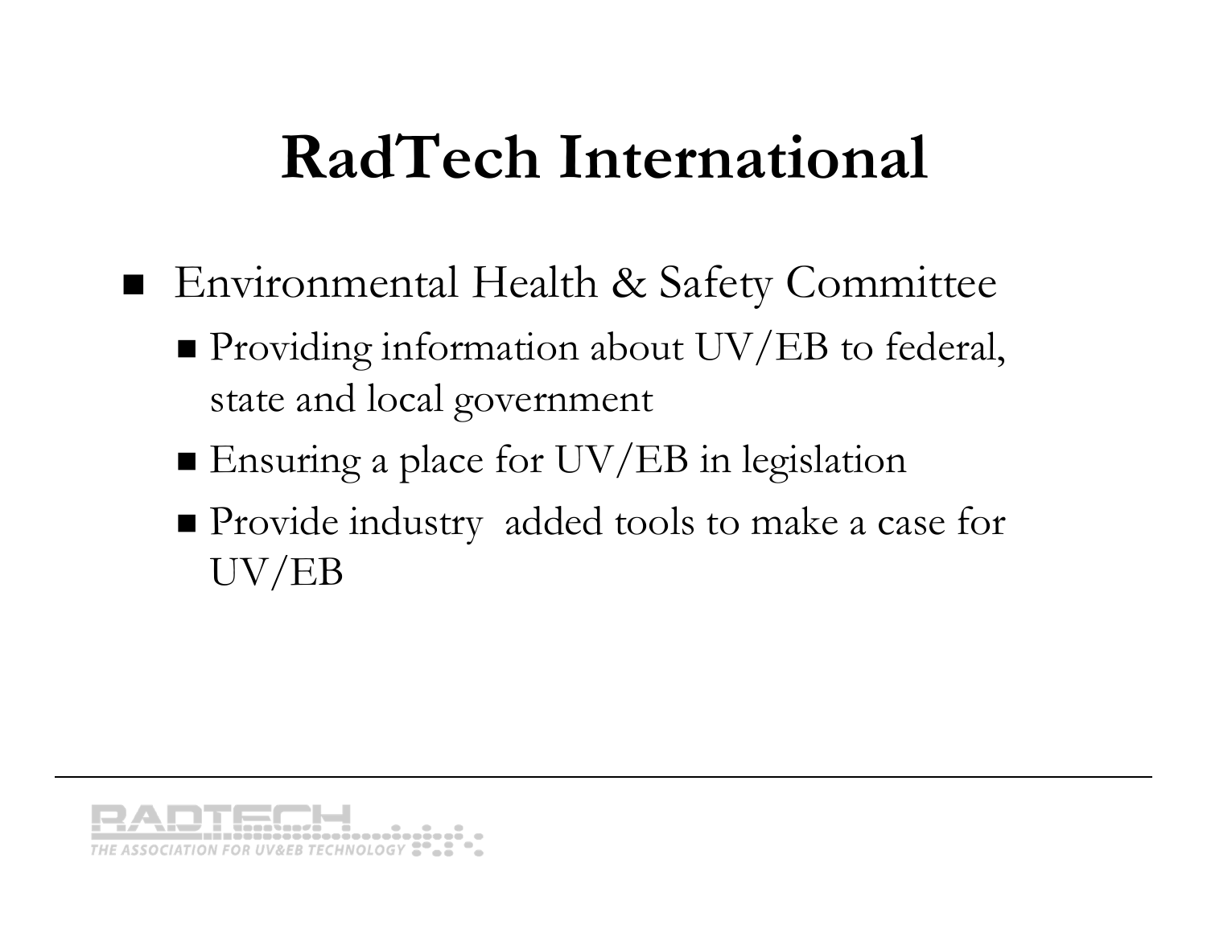# RadTech International

- Environmental Health & Safety Committee
  - Providing information about UV/EB to federal, state and local government
  - Ensuring a place for UV/EB in legislation
  - Provide industry added tools to make a case for UV/EB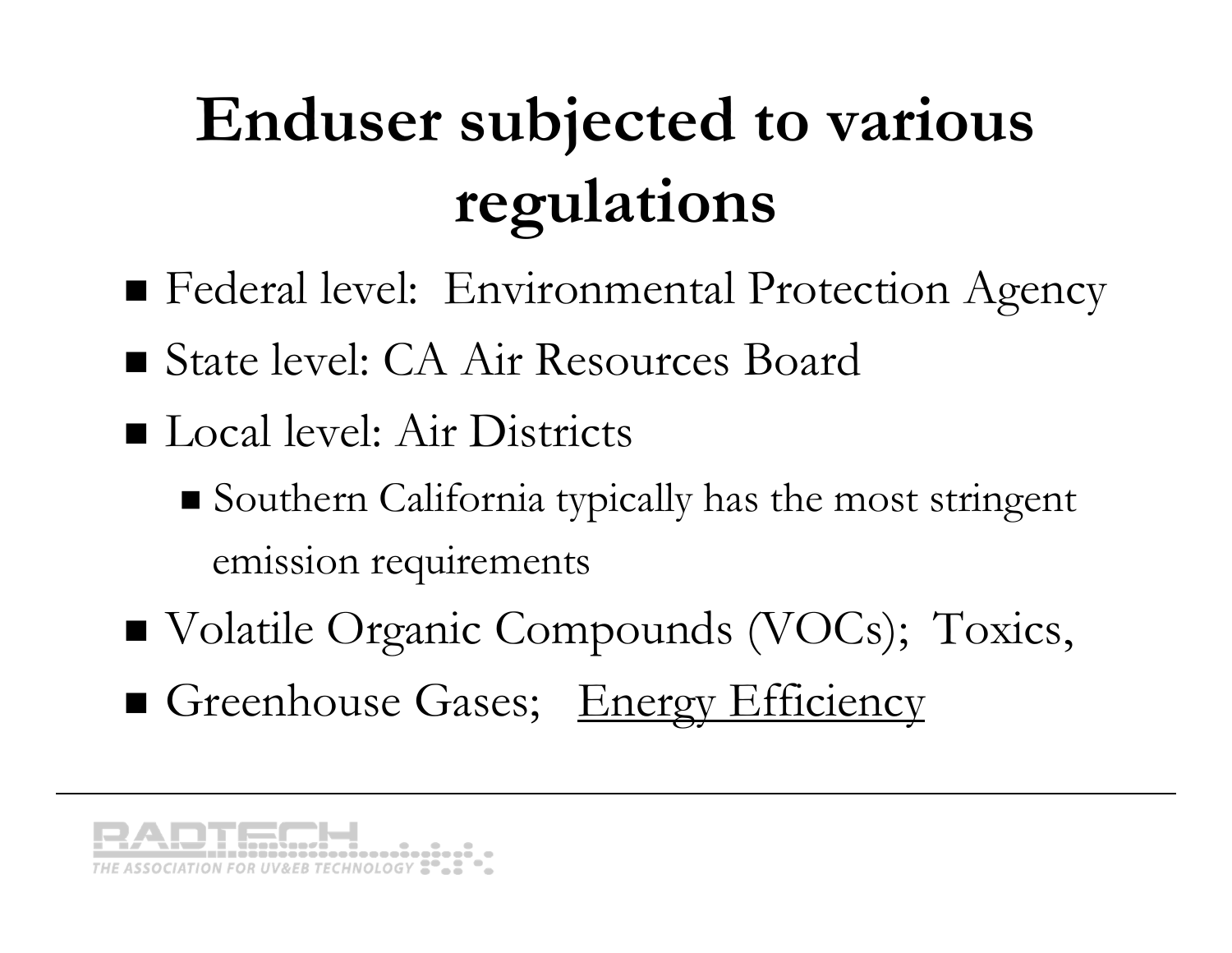# Enduser subjected to various regulations

- Federal level: Environmental Protection Agency
- State level: CA Air Resources Board
- Local level: Air Districts
  - Southern California typically has the most stringent emission requirements
- Volatile Organic Compounds (VOCs); Toxics,
- Greenhouse Gases; <u>Energy Efficiency</u>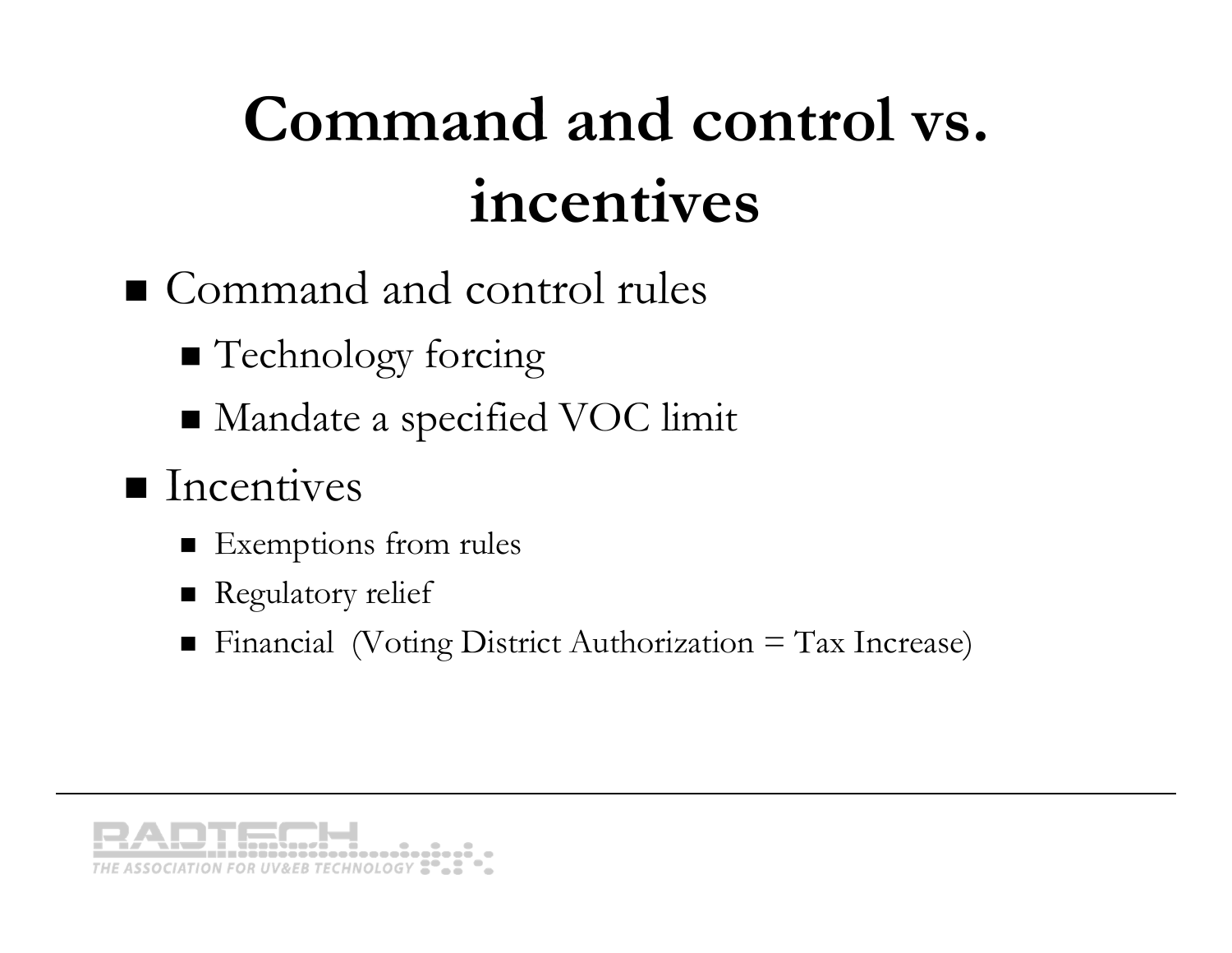# Command and control vs. incentives

- Command and control rules
  - Technology forcing
  - Mandate a specified VOC limit
- Incentives
  - Exemptions from rules
  - Regulatory relief
  - Financial (Voting District Authorization = Tax Increase)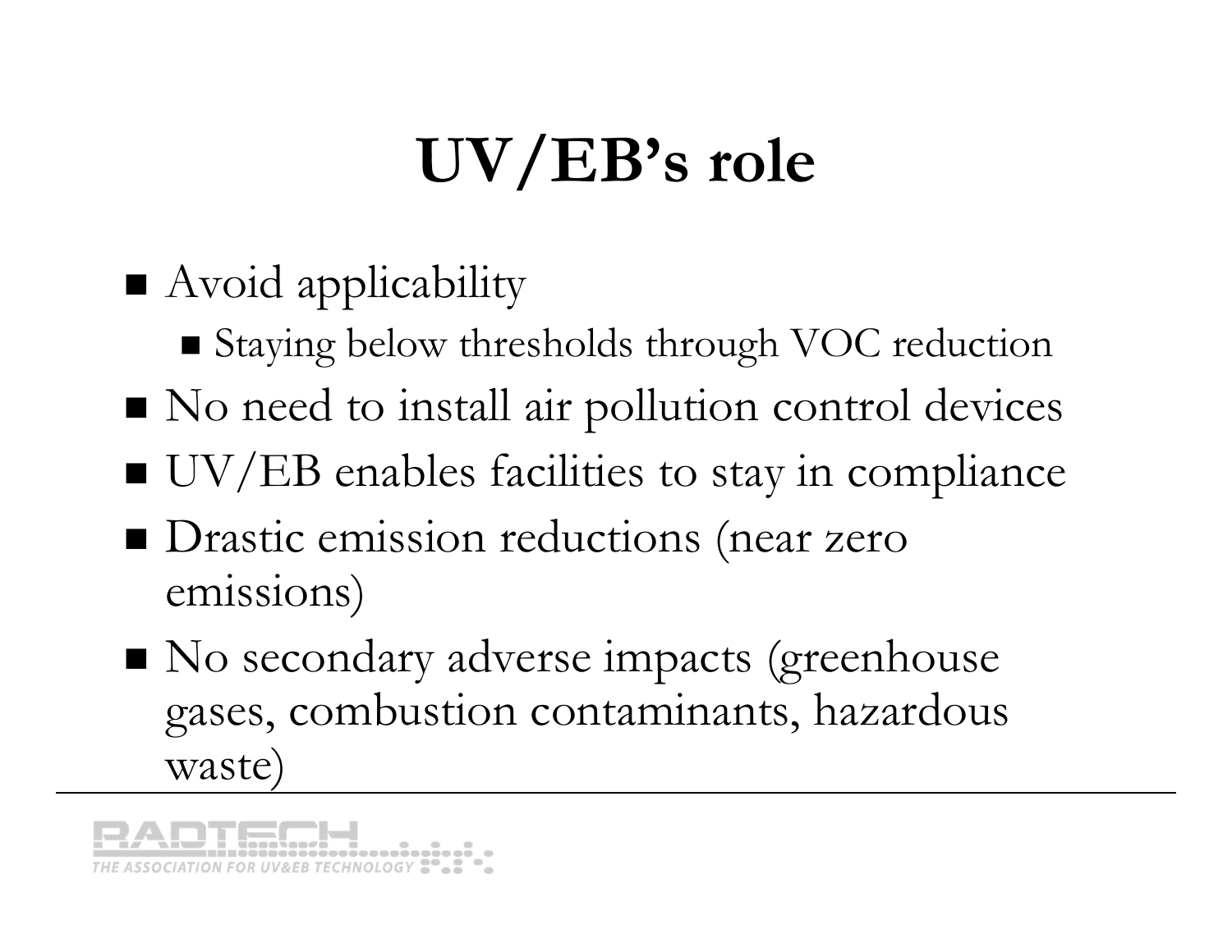# UV/EB's role

- Avoid applicability
  - Staying below thresholds through VOC reduction
- No need to install air pollution control devices
- UV/EB enables facilities to stay in compliance
- Drastic emission reductions (near zero emissions)
- No secondary adverse impacts (greenhouse gases, combustion contaminants, hazardous waste)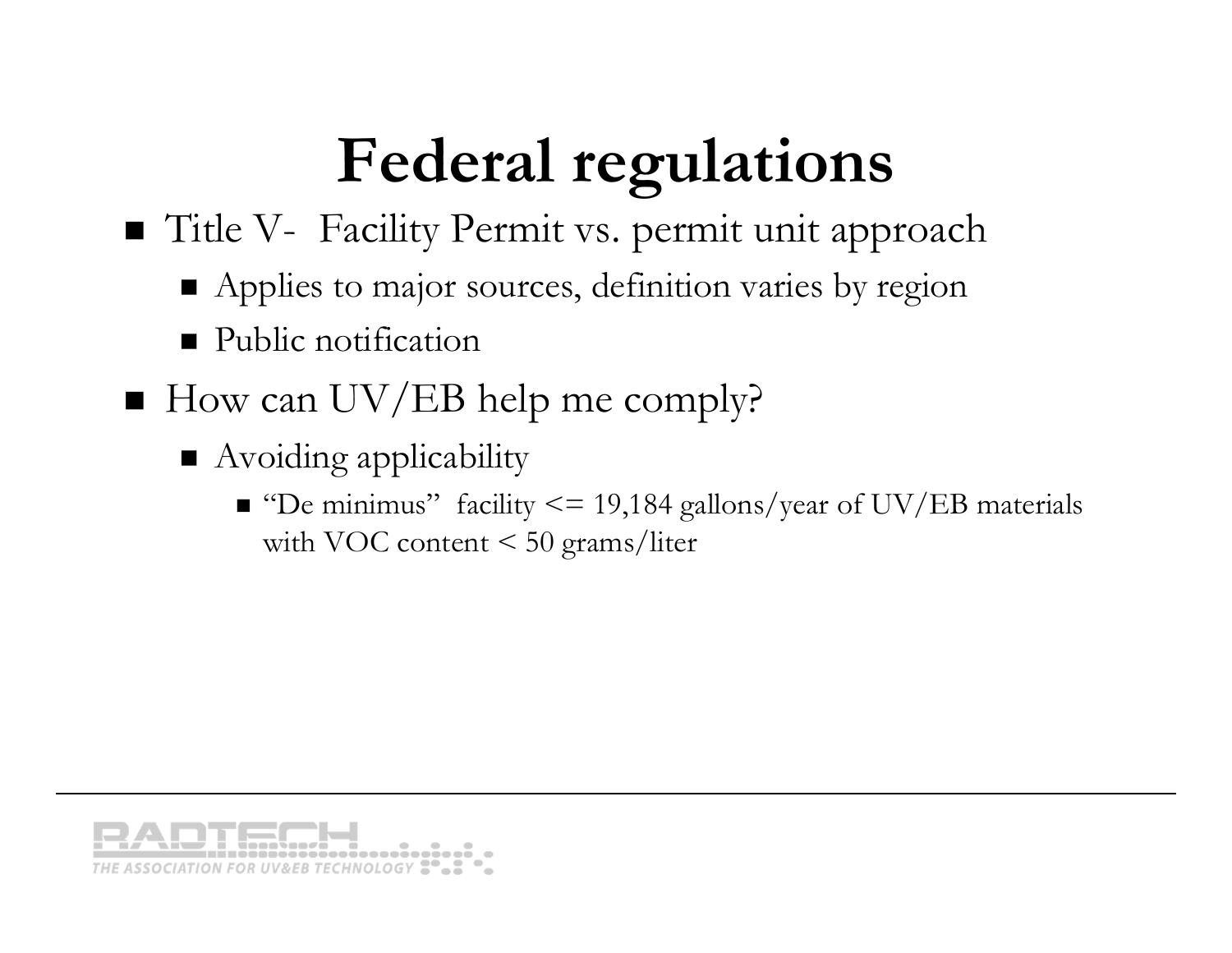# Federal regulations

- Title V- Facility Permit vs. permit unit approach
  - Applies to major sources, definition varies by region
  - Public notification
- How can UV/EB help me comply?
  - Avoiding applicability
    - "De minimus" facility <= 19,184 gallons/year of UV/EB materials with VOC content < 50 grams/liter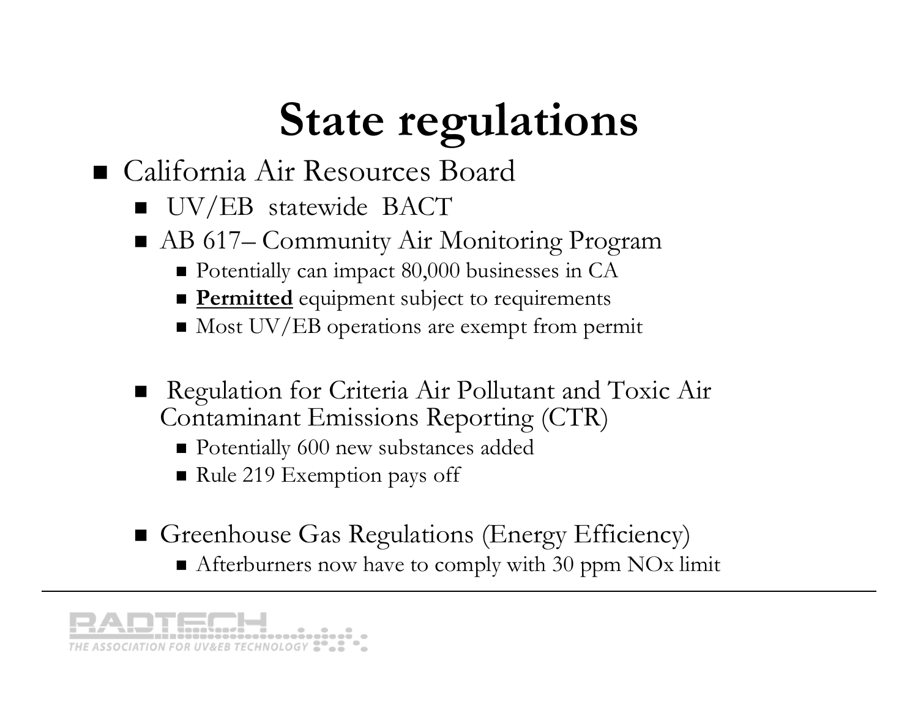# State regulations

- California Air Resources Board
  - UV/EB statewide BACT
  - AB 617– Community Air Monitoring Program
    - Potentially can impact 80,000 businesses in CA
    - **Permitted** equipment subject to requirements
    - Most UV/EB operations are exempt from permit
  - Regulation for Criteria Air Pollutant and Toxic Air Contaminant Emissions Reporting (CTR)
    - Potentially 600 new substances added
    - Rule 219 Exemption pays off
  - Greenhouse Gas Regulations (Energy Efficiency)
    - Afterburners now have to comply with 30 ppm NOx limit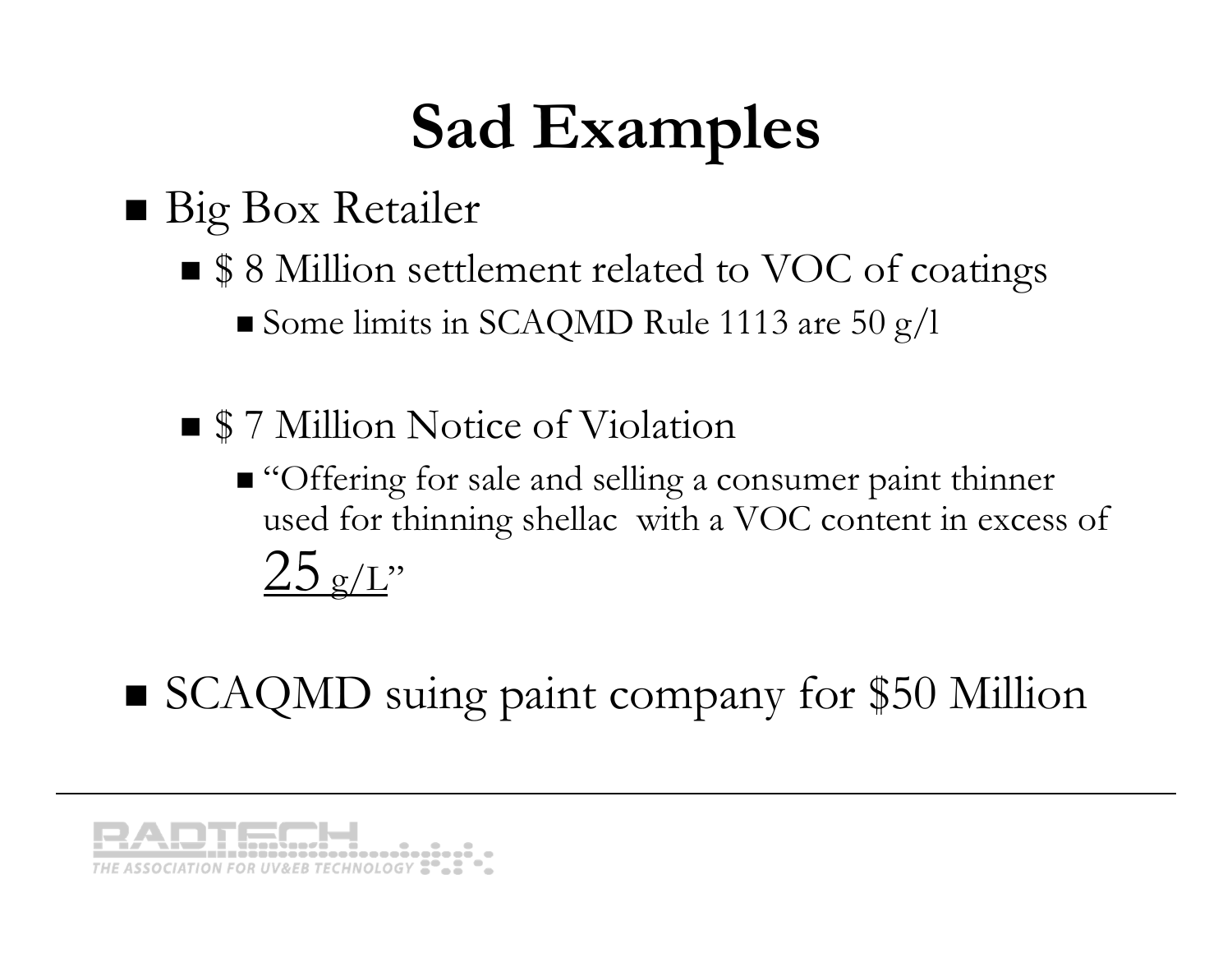# Sad Examples

- Big Box Retailer
  - $ 8 Million settlement related to VOC of coatings
    - Some limits in SCAQMD Rule 1113 are 50 g/l
  - $ 7 Million Notice of Violation
    - "Offering for sale and selling a consumer paint thinner used for thinning shellac with a VOC content in excess of 25 g/L"
- SCAQMD suing paint company for $50 Million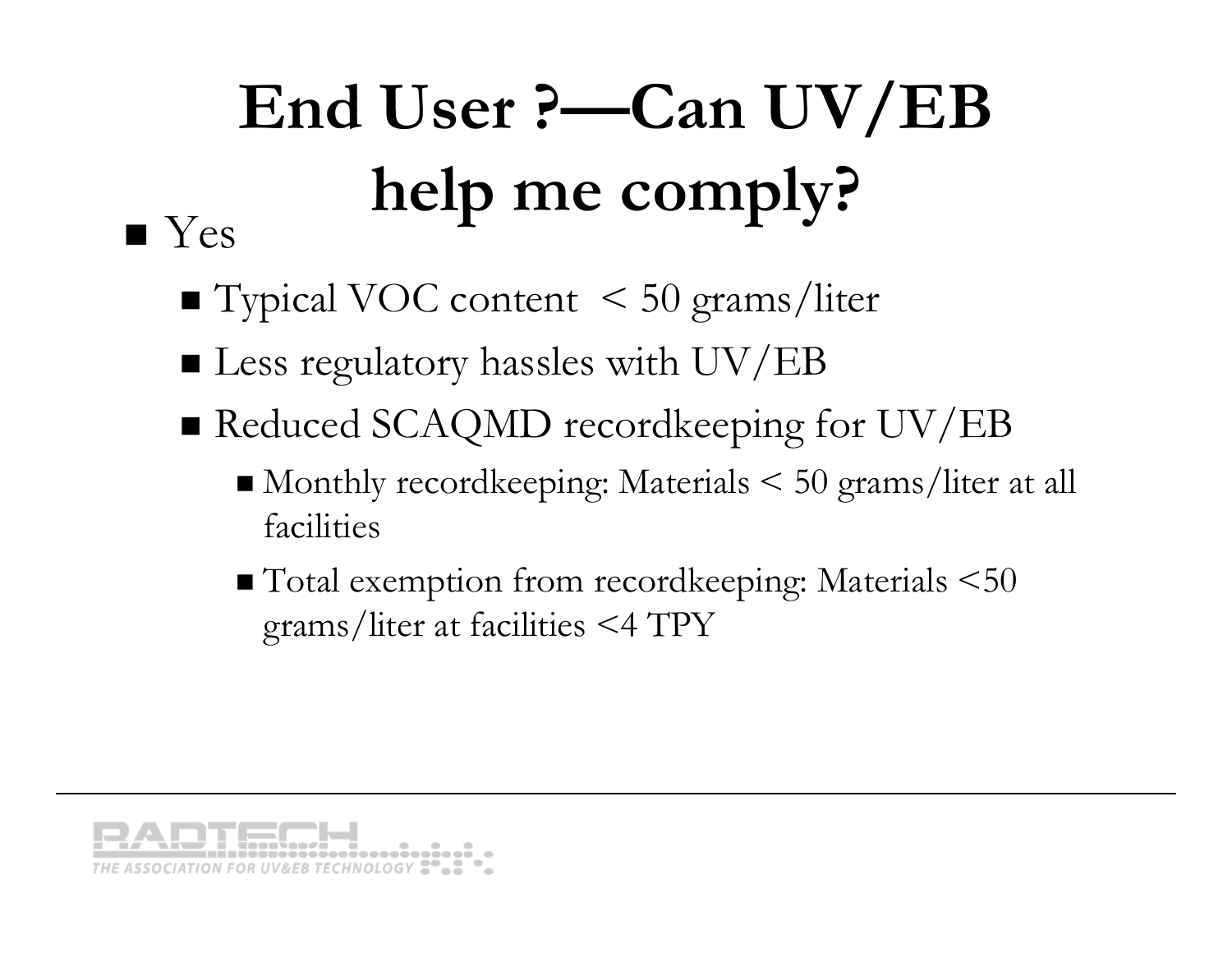# End User ?—Can UV/EB help me comply?

- Yes
  - Typical VOC content < 50 grams/liter
  - Less regulatory hassles with UV/EB
  - Reduced SCAQMD recordkeeping for UV/EB
    - Monthly recordkeeping: Materials < 50 grams/liter at all facilities
    - Total exemption from recordkeeping: Materials <50 grams/liter at facilities <4 TPY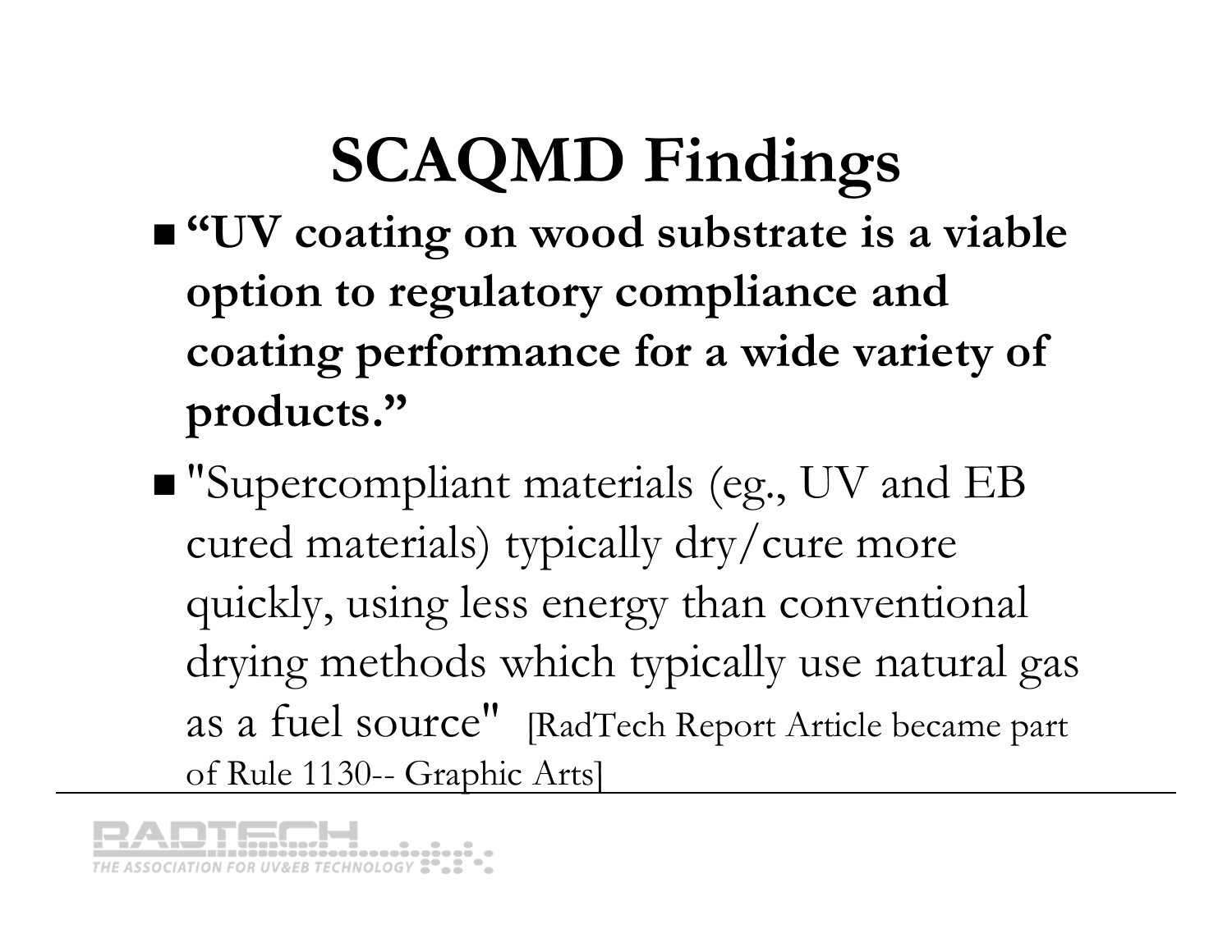# SCAQMD Findings

- **"UV coating on wood substrate is a viable option to regulatory compliance and coating performance for a wide variety of products."**
- "Supercompliant materials (eg., UV and EB cured materials) typically dry/cure more quickly, using less energy than conventional drying methods which typically use natural gas as a fuel source" [RadTech Report Article became part of Rule 1130-- Graphic Arts]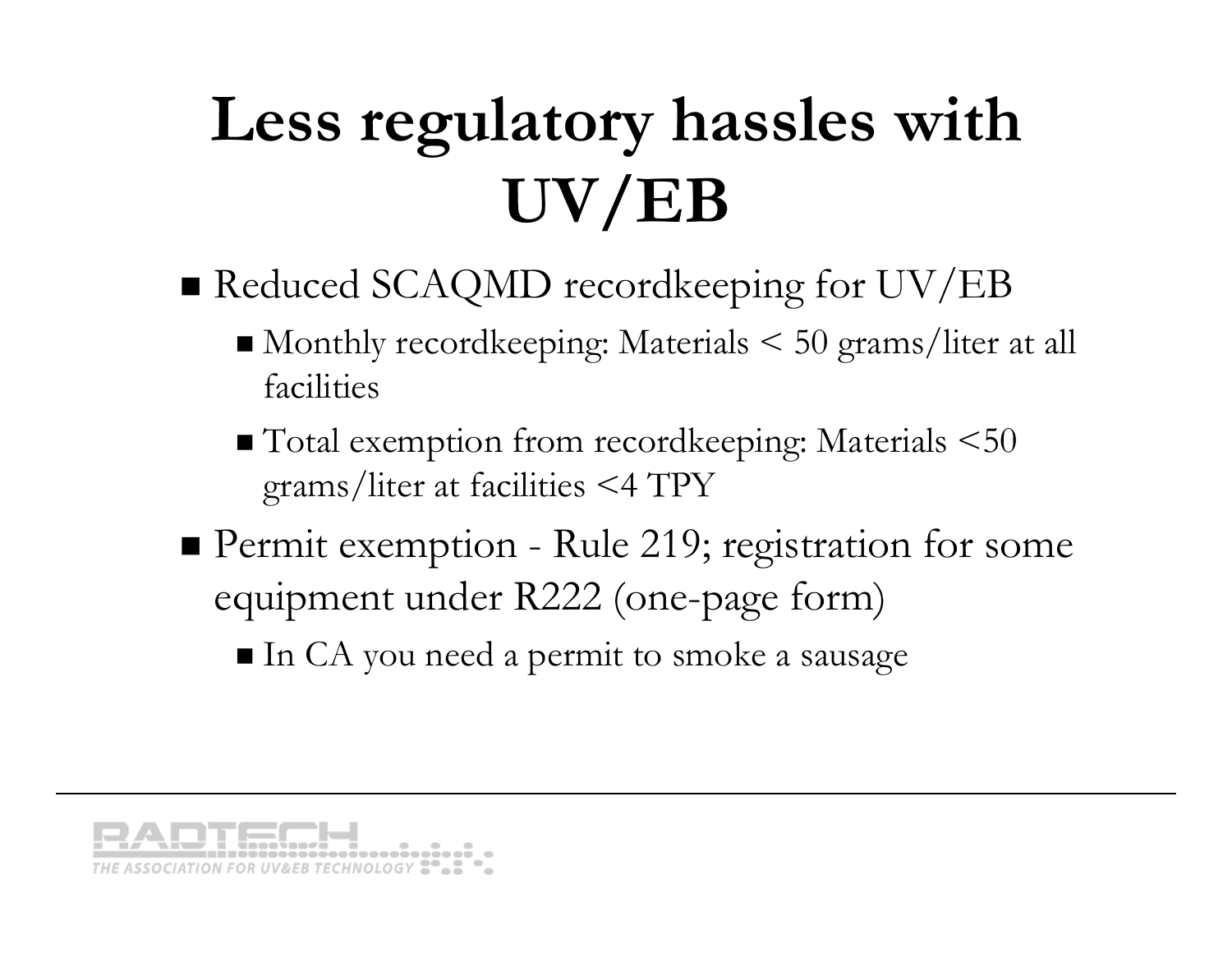# Less regulatory hassles with UV/EB

- Reduced SCAQMD recordkeeping for UV/EB
  - Monthly recordkeeping: Materials < 50 grams/liter at all facilities
  - Total exemption from recordkeeping: Materials <50 grams/liter at facilities <4 TPY
- Permit exemption - Rule 219; registration for some equipment under R222 (one-page form)
  - In CA you need a permit to smoke a sausage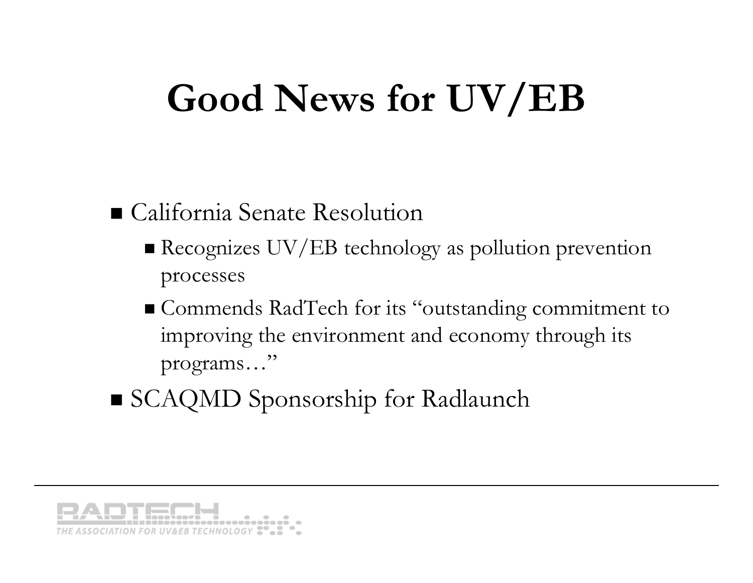# Good News for UV/EB

- California Senate Resolution
  - Recognizes UV/EB technology as pollution prevention processes
  - Commends RadTech for its "outstanding commitment to improving the environment and economy through its programs…"
- SCAQMD Sponsorship for Radlaunch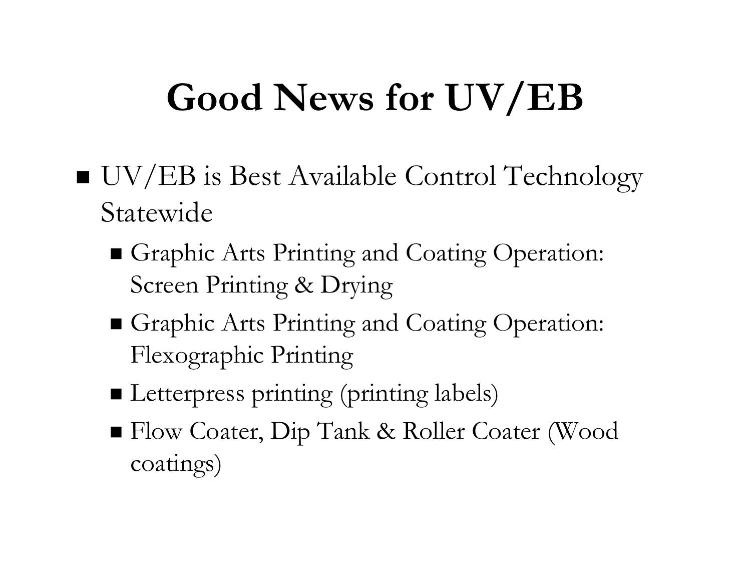# Good News for UV/EB

- UV/EB is Best Available Control Technology Statewide
  - Graphic Arts Printing and Coating Operation: Screen Printing & Drying
  - Graphic Arts Printing and Coating Operation: Flexographic Printing
  - Letterpress printing (printing labels)
  - Flow Coater, Dip Tank & Roller Coater (Wood coatings)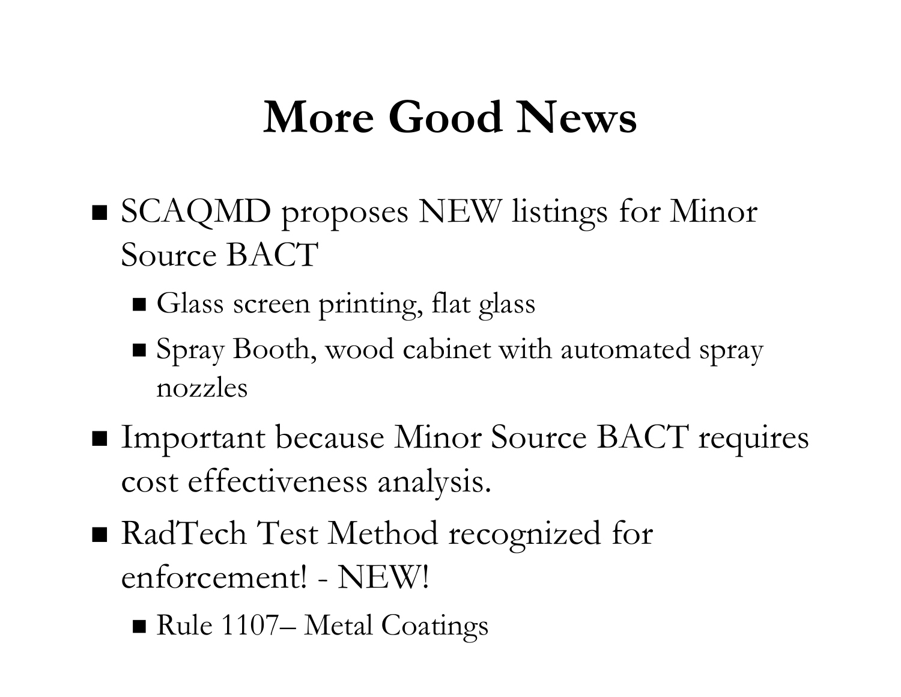# More Good News

- SCAQMD proposes NEW listings for Minor Source BACT
  - Glass screen printing, flat glass
  - Spray Booth, wood cabinet with automated spray nozzles
- Important because Minor Source BACT requires cost effectiveness analysis.
- RadTech Test Method recognized for enforcement! - NEW!
  - Rule 1107– Metal Coatings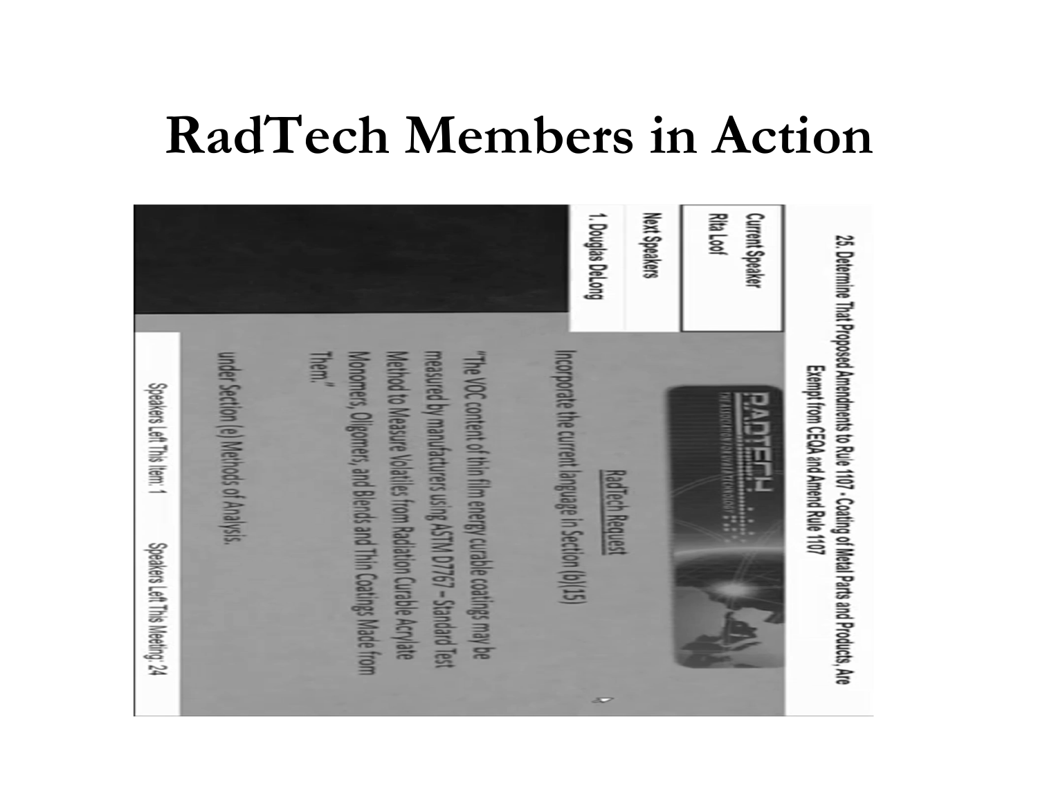# RadTech Members in Action

25. Determine That Proposed Amendments to Rule 1107 - Coating of Metal Parts and Products, Are Exempt from CEQA and Amend Rule 1107

Current Speaker
Rita Loof

Next Speakers
1. Douglas DeLong

RadTech Request

Incorporate the current language in Section (b)(15)

"The VOC content of thin film energy curable coatings may be measured by manufacturers using ASTM D7767 – Standard Test Method to Measure Volatiles from Radiation Curable Acrylate Monomers, Oligomers, and Blends and Thin Coatings Made from Them."

under Section (e) Methods of Analysis.

Speakers Left This Item: 1    Speakers Left This Meeting: 24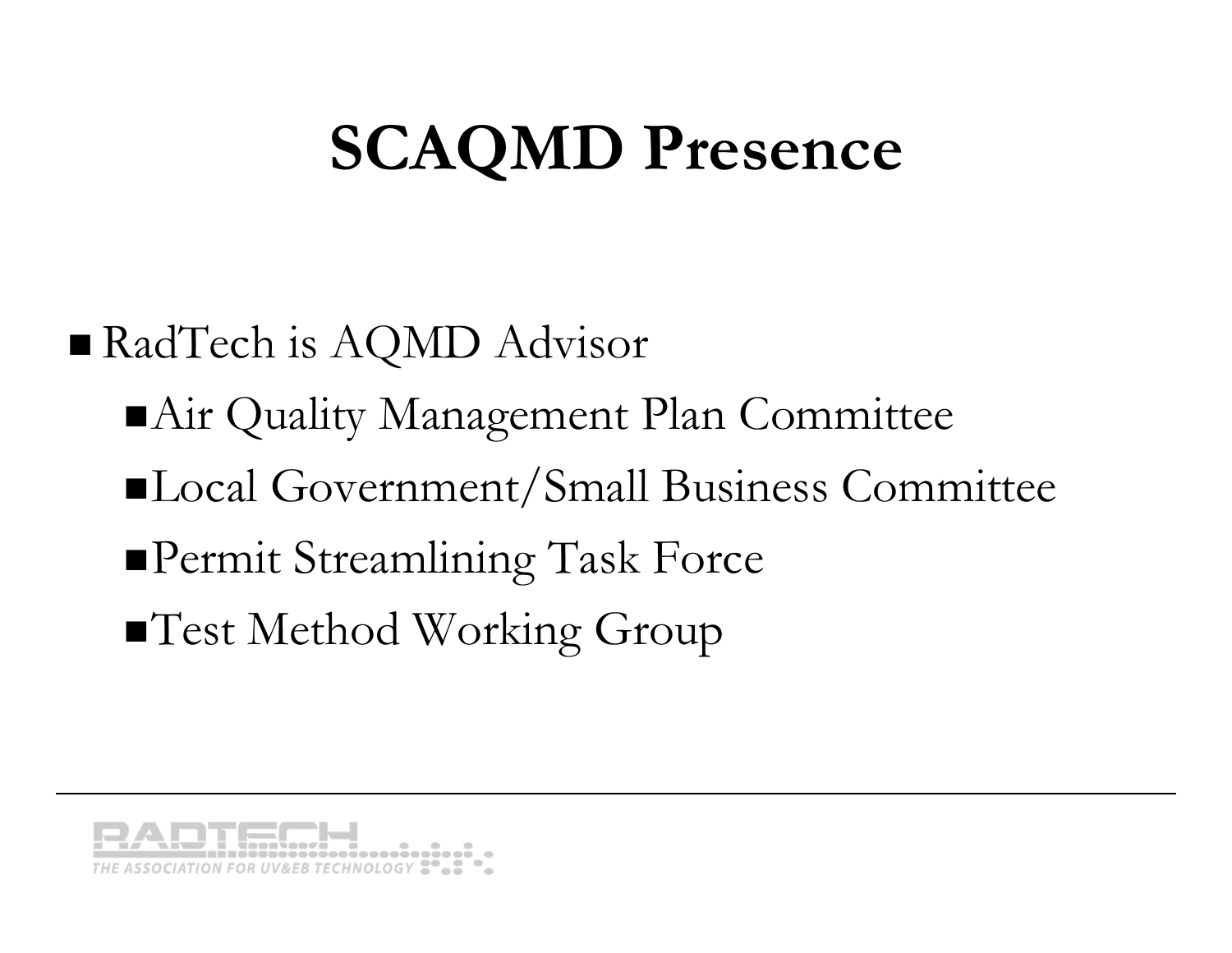# SCAQMD Presence

- RadTech is AQMD Advisor
  - Air Quality Management Plan Committee
  - Local Government/Small Business Committee
  - Permit Streamlining Task Force
  - Test Method Working Group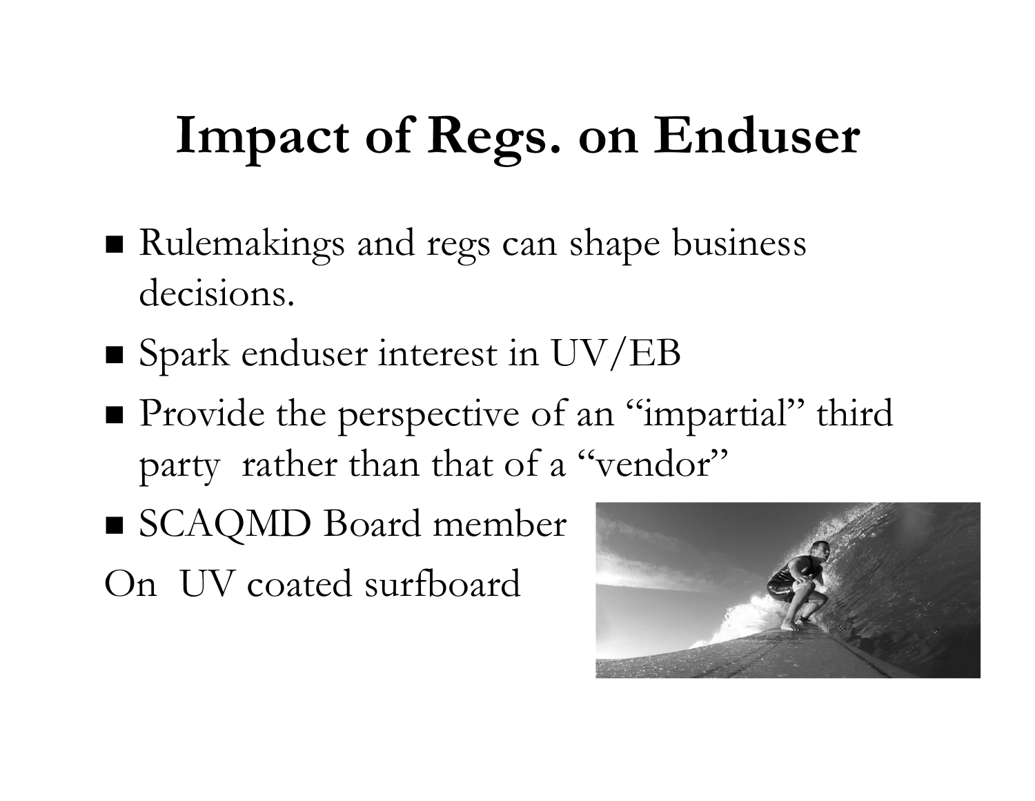# Impact of Regs. on Enduser

- Rulemakings and regs can shape business decisions.
- Spark enduser interest in UV/EB
- Provide the perspective of an "impartial" third party rather than that of a "vendor"
- SCAQMD Board member

On UV coated surfboard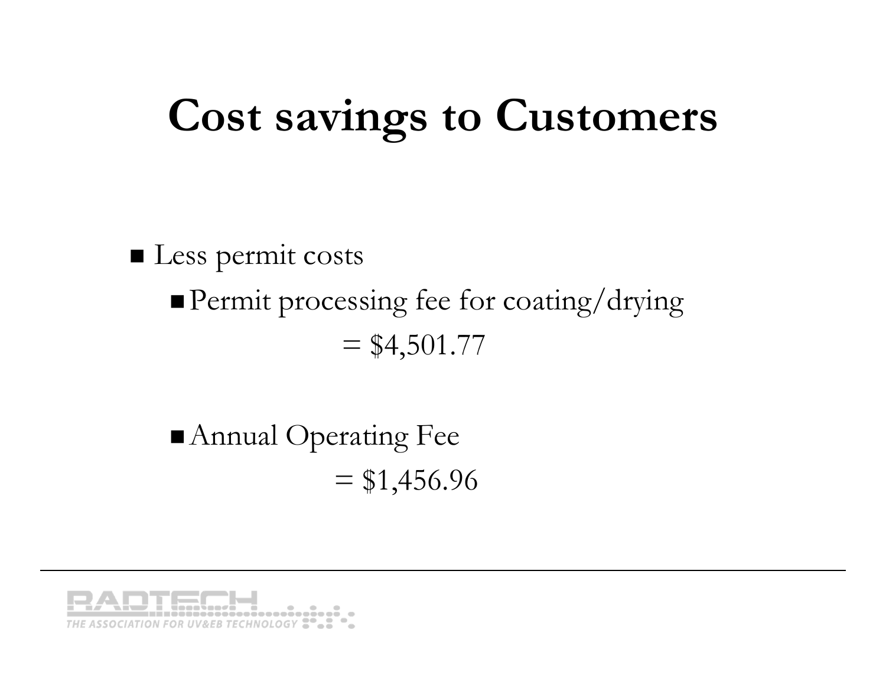# Cost savings to Customers

- Less permit costs
  - Permit processing fee for coating/drying

    = $4,501.77

  - Annual Operating Fee

    = $1,456.96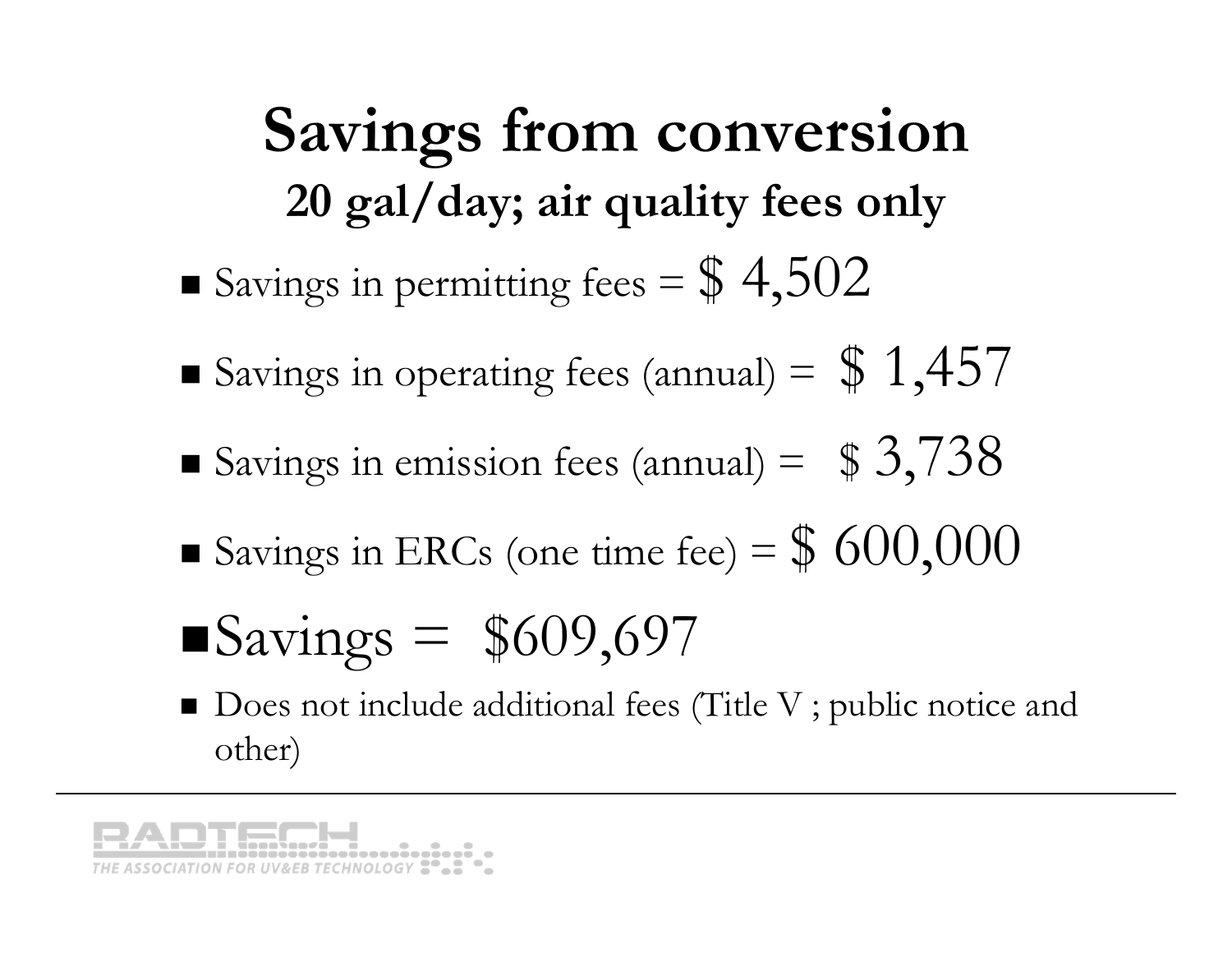# Savings from conversion

## 20 gal/day; air quality fees only

- Savings in permitting fees = $ 4,502
- Savings in operating fees (annual) = $ 1,457
- Savings in emission fees (annual) = $ 3,738
- Savings in ERCs (one time fee) = $ 600,000
- **Savings = $609,697**
- Does not include additional fees (Title V ; public notice and other)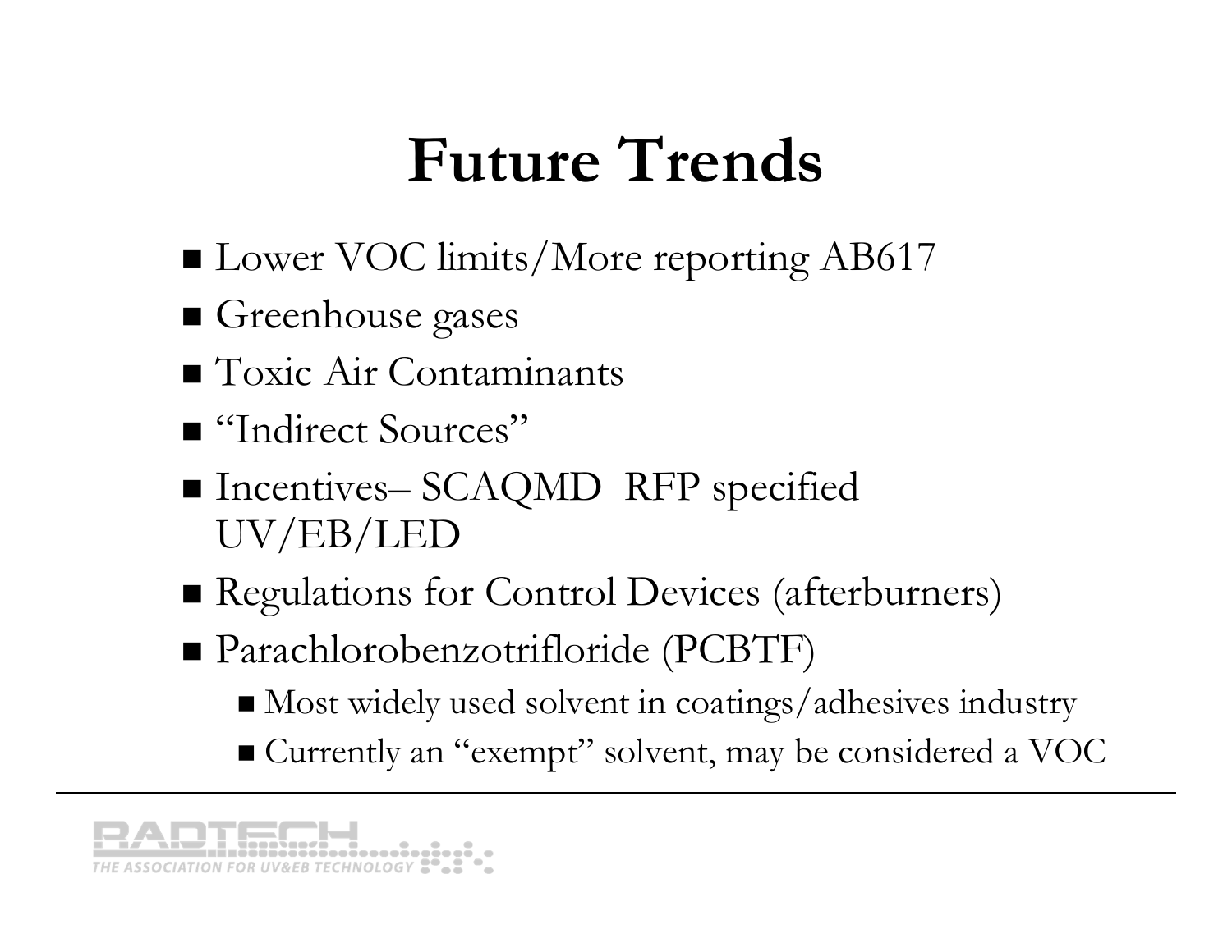# Future Trends

- Lower VOC limits/More reporting AB617
- Greenhouse gases
- Toxic Air Contaminants
- "Indirect Sources"
- Incentives– SCAQMD RFP specified UV/EB/LED
- Regulations for Control Devices (afterburners)
- Parachlorobenzotrifloride (PCBTF)
  - Most widely used solvent in coatings/adhesives industry
  - Currently an "exempt" solvent, may be considered a VOC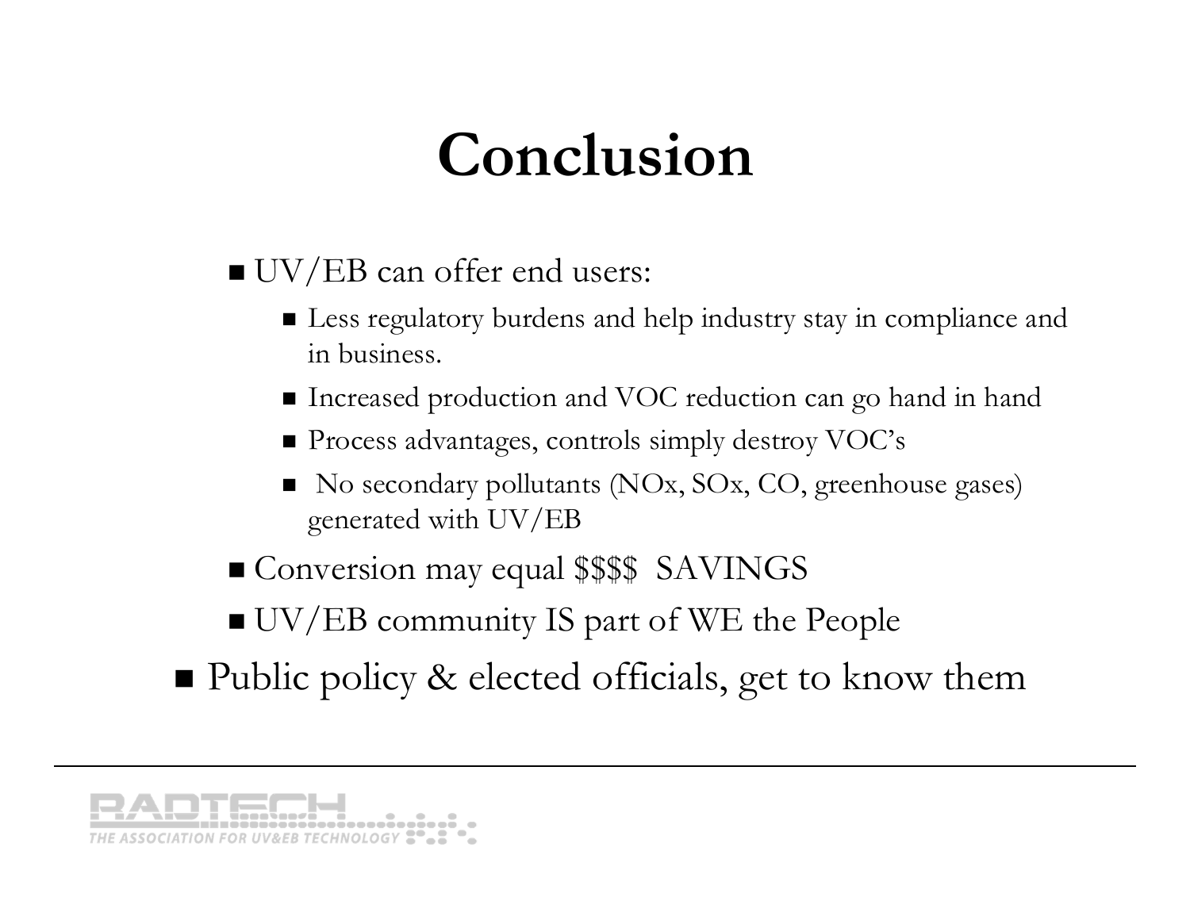# Conclusion

- UV/EB can offer end users:
  - Less regulatory burdens and help industry stay in compliance and in business.
  - Increased production and VOC reduction can go hand in hand
  - Process advantages, controls simply destroy VOC's
  - No secondary pollutants (NOx, SOx, CO, greenhouse gases) generated with UV/EB
- Conversion may equal $$$$ SAVINGS
- UV/EB community IS part of WE the People

- Public policy & elected officials, get to know them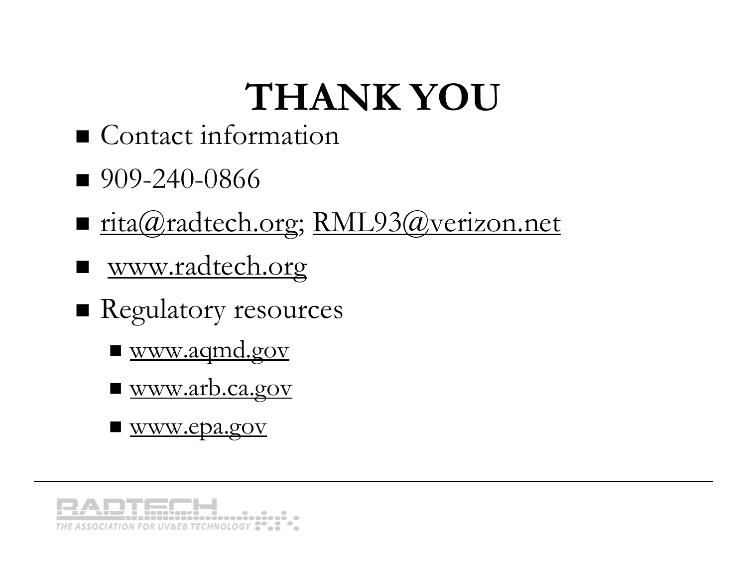# THANK YOU

- Contact information
- 909-240-0866
- rita@radtech.org; RML93@verizon.net
- www.radtech.org
- Regulatory resources
  - www.aqmd.gov
  - www.arb.ca.gov
  - www.epa.gov

RADTECH THE ASSOCIATION FOR UV&EB TECHNOLOGY